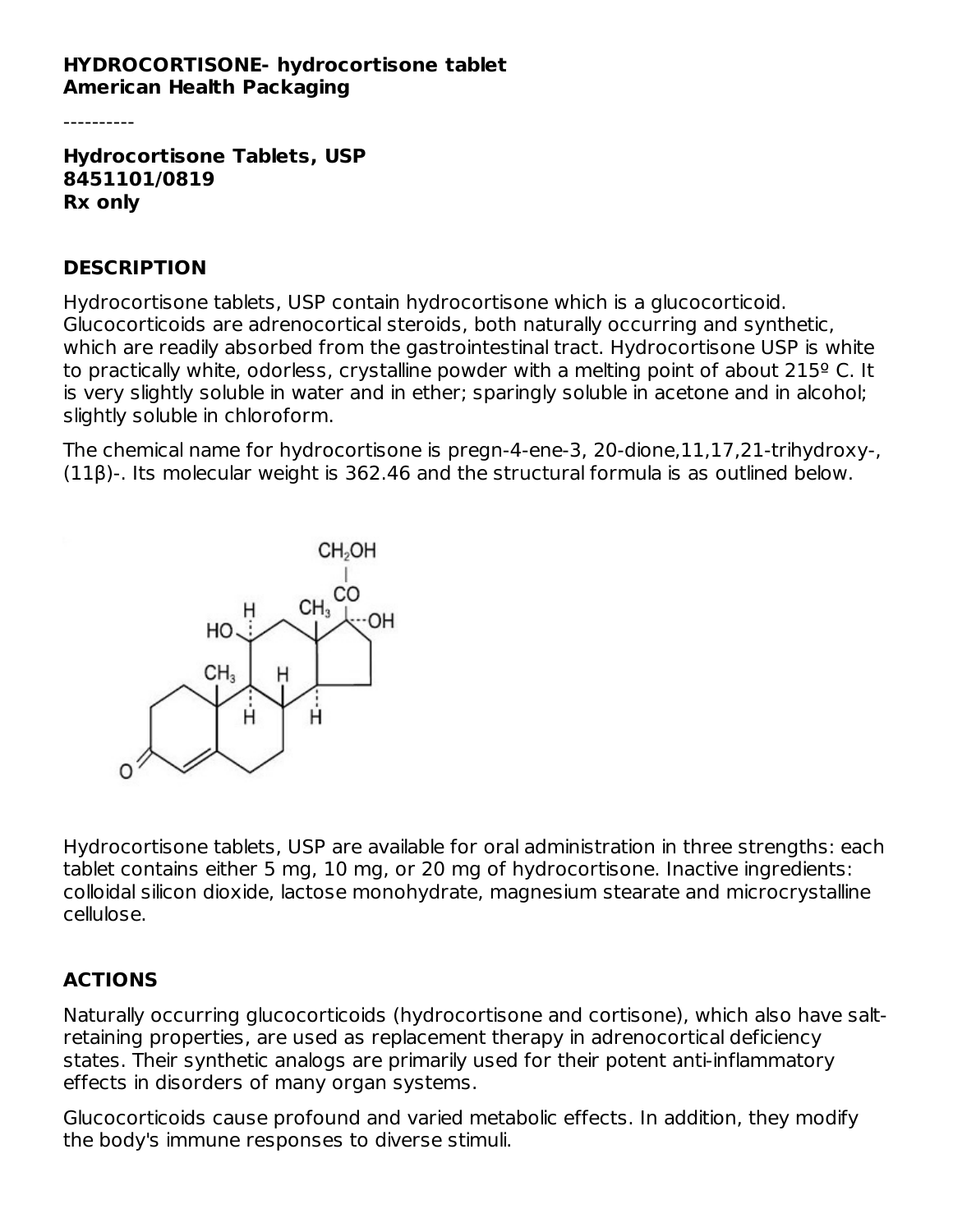**HYDROCORTISONE- hydrocortisone tablet**
**American Health Packaging**

----------

**Hydrocortisone Tablets, USP**
**8451101/0819**
**Rx only**

## DESCRIPTION

Hydrocortisone tablets, USP contain hydrocortisone which is a glucocorticoid. Glucocorticoids are adrenocortical steroids, both naturally occurring and synthetic, which are readily absorbed from the gastrointestinal tract. Hydrocortisone USP is white to practically white, odorless, crystalline powder with a melting point of about 215º C. It is very slightly soluble in water and in ether; sparingly soluble in acetone and in alcohol; slightly soluble in chloroform.

The chemical name for hydrocortisone is pregn-4-ene-3, 20-dione,11,17,21-trihydroxy-, (11β)-. Its molecular weight is 362.46 and the structural formula is as outlined below.

Hydrocortisone tablets, USP are available for oral administration in three strengths: each tablet contains either 5 mg, 10 mg, or 20 mg of hydrocortisone. Inactive ingredients: colloidal silicon dioxide, lactose monohydrate, magnesium stearate and microcrystalline cellulose.

## ACTIONS

Naturally occurring glucocorticoids (hydrocortisone and cortisone), which also have salt-retaining properties, are used as replacement therapy in adrenocortical deficiency states. Their synthetic analogs are primarily used for their potent anti-inflammatory effects in disorders of many organ systems.

Glucocorticoids cause profound and varied metabolic effects. In addition, they modify the body's immune responses to diverse stimuli.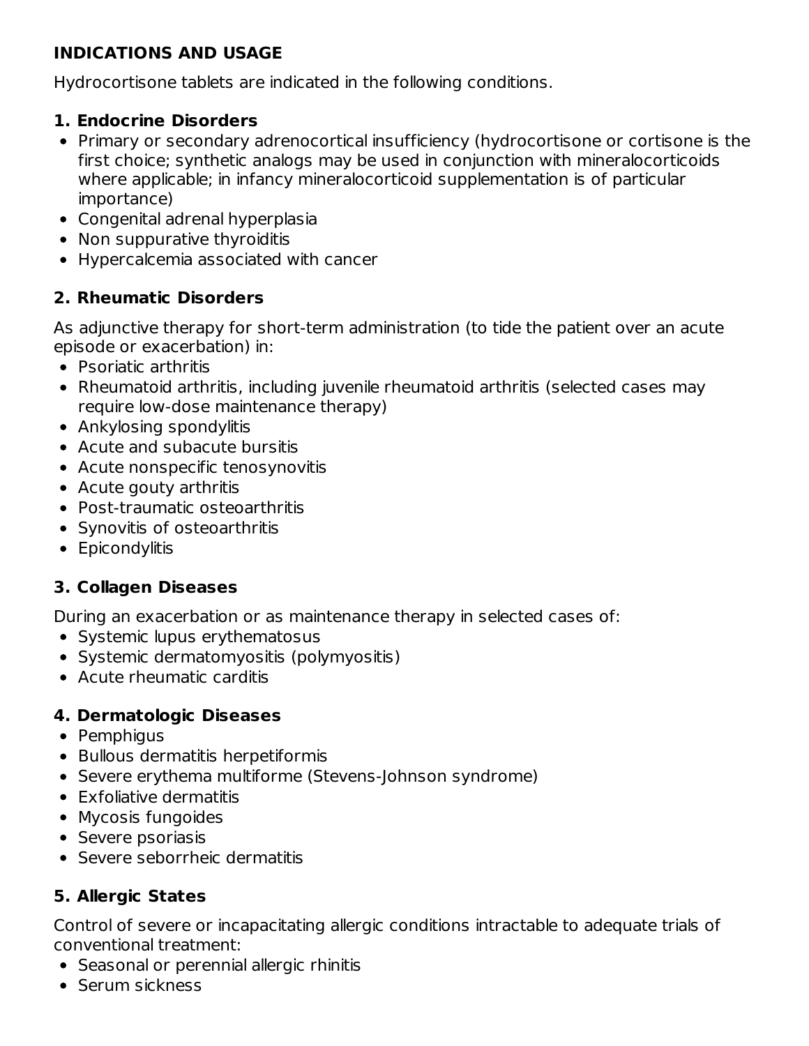## INDICATIONS AND USAGE

Hydrocortisone tablets are indicated in the following conditions.

### 1. Endocrine Disorders

- Primary or secondary adrenocortical insufficiency (hydrocortisone or cortisone is the first choice; synthetic analogs may be used in conjunction with mineralocorticoids where applicable; in infancy mineralocorticoid supplementation is of particular importance)
- Congenital adrenal hyperplasia
- Non suppurative thyroiditis
- Hypercalcemia associated with cancer

### 2. Rheumatic Disorders

As adjunctive therapy for short-term administration (to tide the patient over an acute episode or exacerbation) in:

- Psoriatic arthritis
- Rheumatoid arthritis, including juvenile rheumatoid arthritis (selected cases may require low-dose maintenance therapy)
- Ankylosing spondylitis
- Acute and subacute bursitis
- Acute nonspecific tenosynovitis
- Acute gouty arthritis
- Post-traumatic osteoarthritis
- Synovitis of osteoarthritis
- Epicondylitis

### 3. Collagen Diseases

During an exacerbation or as maintenance therapy in selected cases of:

- Systemic lupus erythematosus
- Systemic dermatomyositis (polymyositis)
- Acute rheumatic carditis

### 4. Dermatologic Diseases

- Pemphigus
- Bullous dermatitis herpetiformis
- Severe erythema multiforme (Stevens-Johnson syndrome)
- Exfoliative dermatitis
- Mycosis fungoides
- Severe psoriasis
- Severe seborrheic dermatitis

### 5. Allergic States

Control of severe or incapacitating allergic conditions intractable to adequate trials of conventional treatment:

- Seasonal or perennial allergic rhinitis
- Serum sickness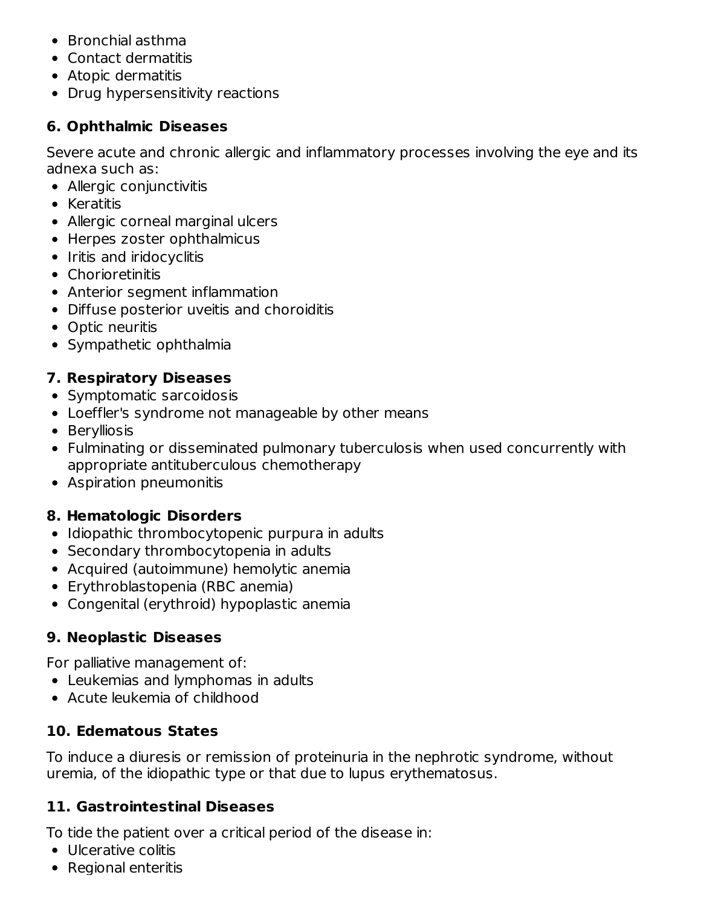- Bronchial asthma
- Contact dermatitis
- Atopic dermatitis
- Drug hypersensitivity reactions

### 6. Ophthalmic Diseases

Severe acute and chronic allergic and inflammatory processes involving the eye and its adnexa such as:

- Allergic conjunctivitis
- Keratitis
- Allergic corneal marginal ulcers
- Herpes zoster ophthalmicus
- Iritis and iridocyclitis
- Chorioretinitis
- Anterior segment inflammation
- Diffuse posterior uveitis and choroiditis
- Optic neuritis
- Sympathetic ophthalmia

### 7. Respiratory Diseases

- Symptomatic sarcoidosis
- Loeffler's syndrome not manageable by other means
- Berylliosis
- Fulminating or disseminated pulmonary tuberculosis when used concurrently with appropriate antituberculous chemotherapy
- Aspiration pneumonitis

### 8. Hematologic Disorders

- Idiopathic thrombocytopenic purpura in adults
- Secondary thrombocytopenia in adults
- Acquired (autoimmune) hemolytic anemia
- Erythroblastopenia (RBC anemia)
- Congenital (erythroid) hypoplastic anemia

### 9. Neoplastic Diseases

For palliative management of:

- Leukemias and lymphomas in adults
- Acute leukemia of childhood

### 10. Edematous States

To induce a diuresis or remission of proteinuria in the nephrotic syndrome, without uremia, of the idiopathic type or that due to lupus erythematosus.

### 11. Gastrointestinal Diseases

To tide the patient over a critical period of the disease in:

- Ulcerative colitis
- Regional enteritis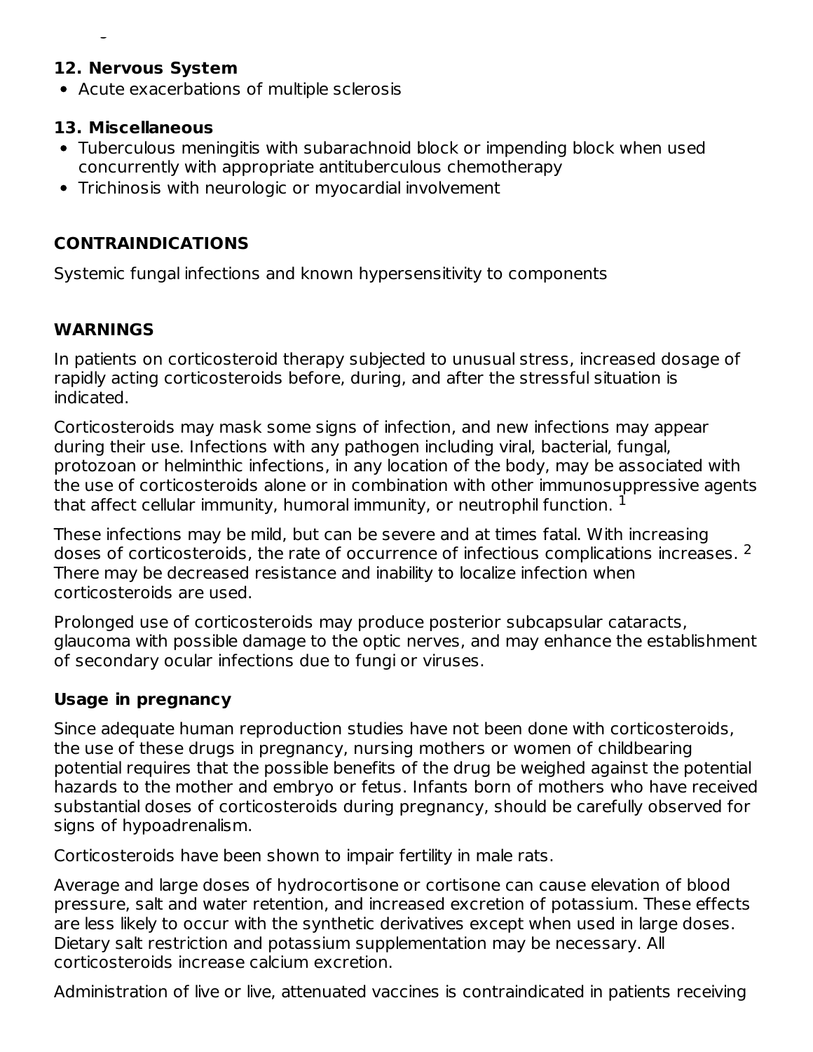### 12. Nervous System

- Acute exacerbations of multiple sclerosis

### 13. Miscellaneous

- Tuberculous meningitis with subarachnoid block or impending block when used concurrently with appropriate antituberculous chemotherapy
- Trichinosis with neurologic or myocardial involvement

## CONTRAINDICATIONS

Systemic fungal infections and known hypersensitivity to components

## WARNINGS

In patients on corticosteroid therapy subjected to unusual stress, increased dosage of rapidly acting corticosteroids before, during, and after the stressful situation is indicated.

Corticosteroids may mask some signs of infection, and new infections may appear during their use. Infections with any pathogen including viral, bacterial, fungal, protozoan or helminthic infections, in any location of the body, may be associated with the use of corticosteroids alone or in combination with other immunosuppressive agents that affect cellular immunity, humoral immunity, or neutrophil function. [1]

These infections may be mild, but can be severe and at times fatal. With increasing doses of corticosteroids, the rate of occurrence of infectious complications increases. [2] There may be decreased resistance and inability to localize infection when corticosteroids are used.

Prolonged use of corticosteroids may produce posterior subcapsular cataracts, glaucoma with possible damage to the optic nerves, and may enhance the establishment of secondary ocular infections due to fungi or viruses.

### Usage in pregnancy

Since adequate human reproduction studies have not been done with corticosteroids, the use of these drugs in pregnancy, nursing mothers or women of childbearing potential requires that the possible benefits of the drug be weighed against the potential hazards to the mother and embryo or fetus. Infants born of mothers who have received substantial doses of corticosteroids during pregnancy, should be carefully observed for signs of hypoadrenalism.

Corticosteroids have been shown to impair fertility in male rats.

Average and large doses of hydrocortisone or cortisone can cause elevation of blood pressure, salt and water retention, and increased excretion of potassium. These effects are less likely to occur with the synthetic derivatives except when used in large doses. Dietary salt restriction and potassium supplementation may be necessary. All corticosteroids increase calcium excretion.

Administration of live or live, attenuated vaccines is contraindicated in patients receiving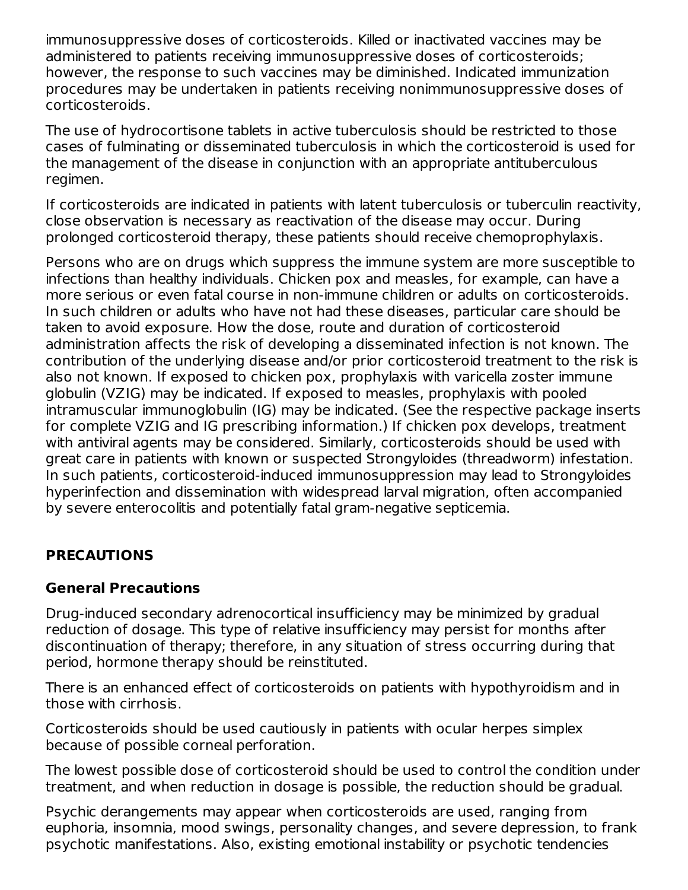immunosuppressive doses of corticosteroids. Killed or inactivated vaccines may be administered to patients receiving immunosuppressive doses of corticosteroids; however, the response to such vaccines may be diminished. Indicated immunization procedures may be undertaken in patients receiving nonimmunosuppressive doses of corticosteroids.

The use of hydrocortisone tablets in active tuberculosis should be restricted to those cases of fulminating or disseminated tuberculosis in which the corticosteroid is used for the management of the disease in conjunction with an appropriate antituberculous regimen.

If corticosteroids are indicated in patients with latent tuberculosis or tuberculin reactivity, close observation is necessary as reactivation of the disease may occur. During prolonged corticosteroid therapy, these patients should receive chemoprophylaxis.

Persons who are on drugs which suppress the immune system are more susceptible to infections than healthy individuals. Chicken pox and measles, for example, can have a more serious or even fatal course in non-immune children or adults on corticosteroids. In such children or adults who have not had these diseases, particular care should be taken to avoid exposure. How the dose, route and duration of corticosteroid administration affects the risk of developing a disseminated infection is not known. The contribution of the underlying disease and/or prior corticosteroid treatment to the risk is also not known. If exposed to chicken pox, prophylaxis with varicella zoster immune globulin (VZIG) may be indicated. If exposed to measles, prophylaxis with pooled intramuscular immunoglobulin (IG) may be indicated. (See the respective package inserts for complete VZIG and IG prescribing information.) If chicken pox develops, treatment with antiviral agents may be considered. Similarly, corticosteroids should be used with great care in patients with known or suspected Strongyloides (threadworm) infestation. In such patients, corticosteroid-induced immunosuppression may lead to Strongyloides hyperinfection and dissemination with widespread larval migration, often accompanied by severe enterocolitis and potentially fatal gram-negative septicemia.

## PRECAUTIONS

### General Precautions

Drug-induced secondary adrenocortical insufficiency may be minimized by gradual reduction of dosage. This type of relative insufficiency may persist for months after discontinuation of therapy; therefore, in any situation of stress occurring during that period, hormone therapy should be reinstituted.

There is an enhanced effect of corticosteroids on patients with hypothyroidism and in those with cirrhosis.

Corticosteroids should be used cautiously in patients with ocular herpes simplex because of possible corneal perforation.

The lowest possible dose of corticosteroid should be used to control the condition under treatment, and when reduction in dosage is possible, the reduction should be gradual.

Psychic derangements may appear when corticosteroids are used, ranging from euphoria, insomnia, mood swings, personality changes, and severe depression, to frank psychotic manifestations. Also, existing emotional instability or psychotic tendencies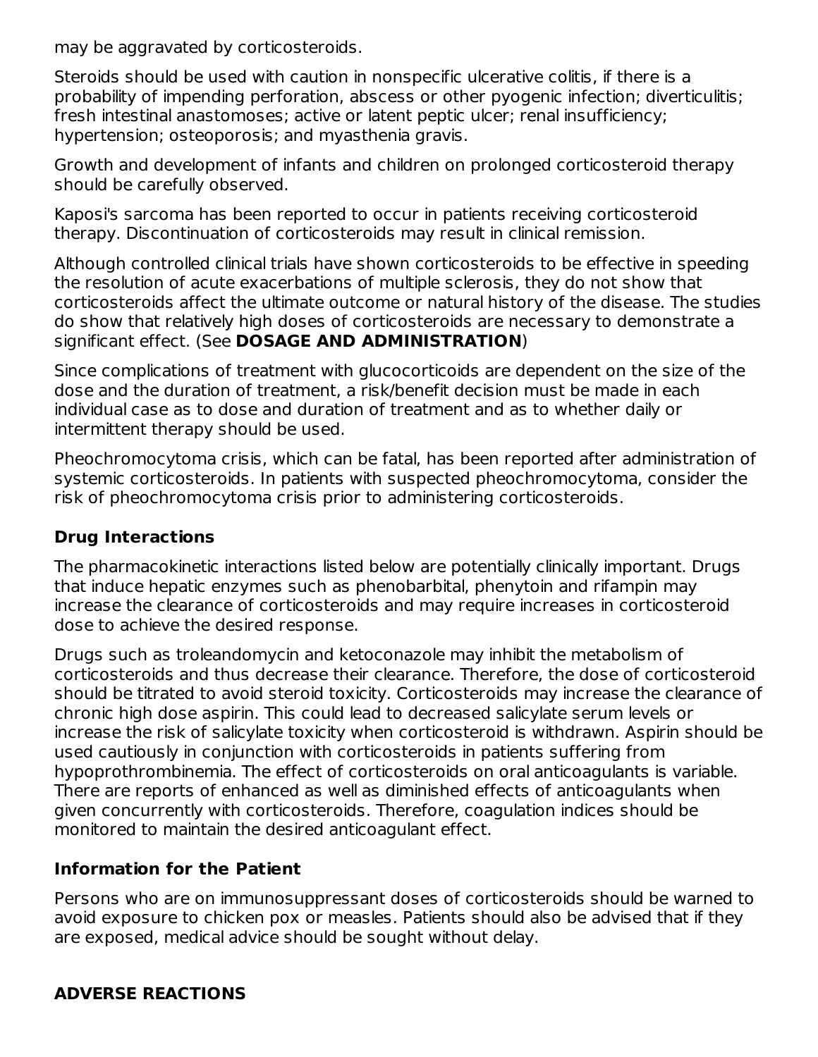may be aggravated by corticosteroids.

Steroids should be used with caution in nonspecific ulcerative colitis, if there is a probability of impending perforation, abscess or other pyogenic infection; diverticulitis; fresh intestinal anastomoses; active or latent peptic ulcer; renal insufficiency; hypertension; osteoporosis; and myasthenia gravis.

Growth and development of infants and children on prolonged corticosteroid therapy should be carefully observed.

Kaposi's sarcoma has been reported to occur in patients receiving corticosteroid therapy. Discontinuation of corticosteroids may result in clinical remission.

Although controlled clinical trials have shown corticosteroids to be effective in speeding the resolution of acute exacerbations of multiple sclerosis, they do not show that corticosteroids affect the ultimate outcome or natural history of the disease. The studies do show that relatively high doses of corticosteroids are necessary to demonstrate a significant effect. (See **DOSAGE AND ADMINISTRATION**)

Since complications of treatment with glucocorticoids are dependent on the size of the dose and the duration of treatment, a risk/benefit decision must be made in each individual case as to dose and duration of treatment and as to whether daily or intermittent therapy should be used.

Pheochromocytoma crisis, which can be fatal, has been reported after administration of systemic corticosteroids. In patients with suspected pheochromocytoma, consider the risk of pheochromocytoma crisis prior to administering corticosteroids.

### Drug Interactions

The pharmacokinetic interactions listed below are potentially clinically important. Drugs that induce hepatic enzymes such as phenobarbital, phenytoin and rifampin may increase the clearance of corticosteroids and may require increases in corticosteroid dose to achieve the desired response.

Drugs such as troleandomycin and ketoconazole may inhibit the metabolism of corticosteroids and thus decrease their clearance. Therefore, the dose of corticosteroid should be titrated to avoid steroid toxicity. Corticosteroids may increase the clearance of chronic high dose aspirin. This could lead to decreased salicylate serum levels or increase the risk of salicylate toxicity when corticosteroid is withdrawn. Aspirin should be used cautiously in conjunction with corticosteroids in patients suffering from hypoprothrombinemia. The effect of corticosteroids on oral anticoagulants is variable. There are reports of enhanced as well as diminished effects of anticoagulants when given concurrently with corticosteroids. Therefore, coagulation indices should be monitored to maintain the desired anticoagulant effect.

### Information for the Patient

Persons who are on immunosuppressant doses of corticosteroids should be warned to avoid exposure to chicken pox or measles. Patients should also be advised that if they are exposed, medical advice should be sought without delay.

## ADVERSE REACTIONS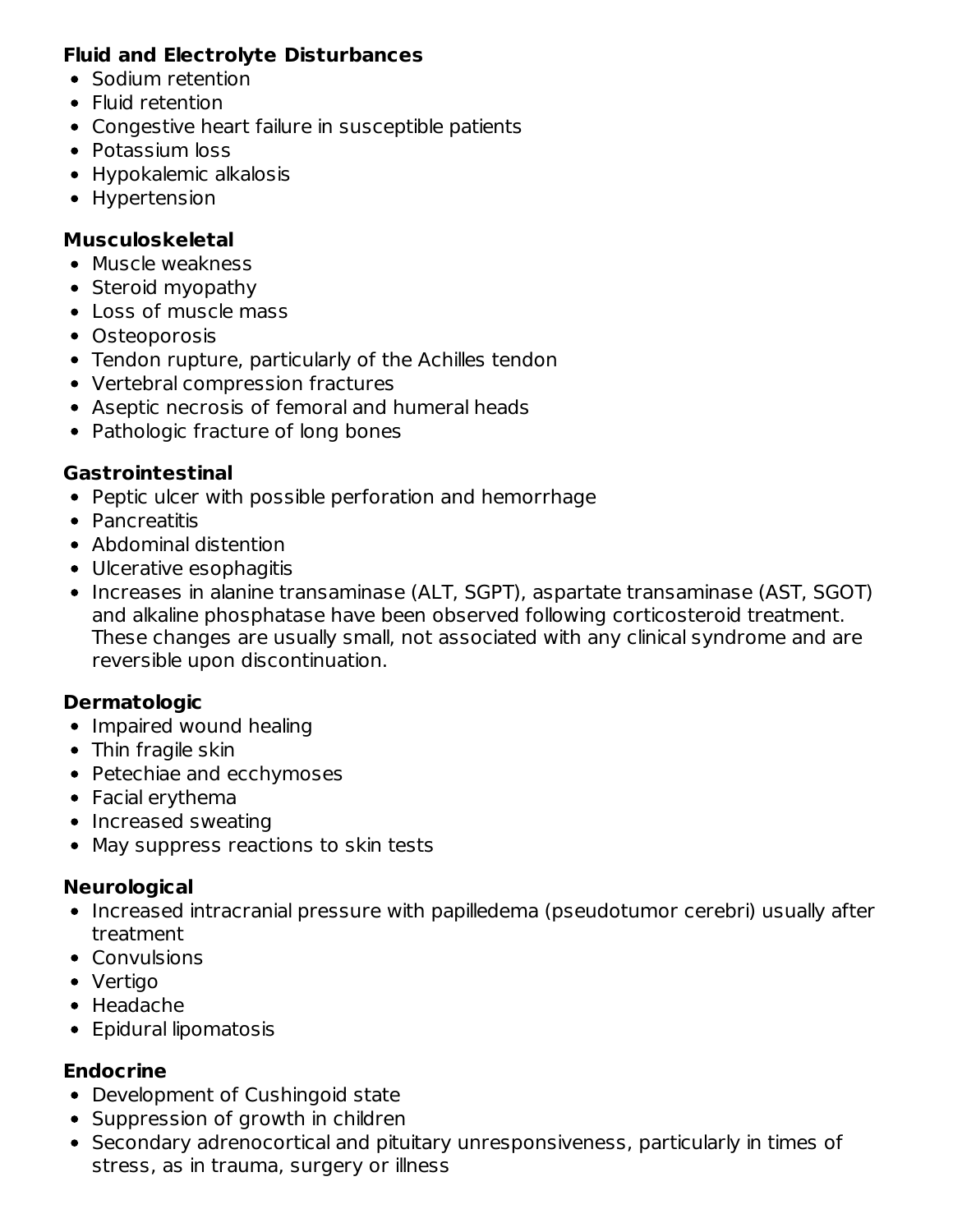**Fluid and Electrolyte Disturbances**

- Sodium retention
- Fluid retention
- Congestive heart failure in susceptible patients
- Potassium loss
- Hypokalemic alkalosis
- Hypertension

**Musculoskeletal**

- Muscle weakness
- Steroid myopathy
- Loss of muscle mass
- Osteoporosis
- Tendon rupture, particularly of the Achilles tendon
- Vertebral compression fractures
- Aseptic necrosis of femoral and humeral heads
- Pathologic fracture of long bones

**Gastrointestinal**

- Peptic ulcer with possible perforation and hemorrhage
- Pancreatitis
- Abdominal distention
- Ulcerative esophagitis
- Increases in alanine transaminase (ALT, SGPT), aspartate transaminase (AST, SGOT) and alkaline phosphatase have been observed following corticosteroid treatment. These changes are usually small, not associated with any clinical syndrome and are reversible upon discontinuation.

**Dermatologic**

- Impaired wound healing
- Thin fragile skin
- Petechiae and ecchymoses
- Facial erythema
- Increased sweating
- May suppress reactions to skin tests

**Neurological**

- Increased intracranial pressure with papilledema (pseudotumor cerebri) usually after treatment
- Convulsions
- Vertigo
- Headache
- Epidural lipomatosis

**Endocrine**

- Development of Cushingoid state
- Suppression of growth in children
- Secondary adrenocortical and pituitary unresponsiveness, particularly in times of stress, as in trauma, surgery or illness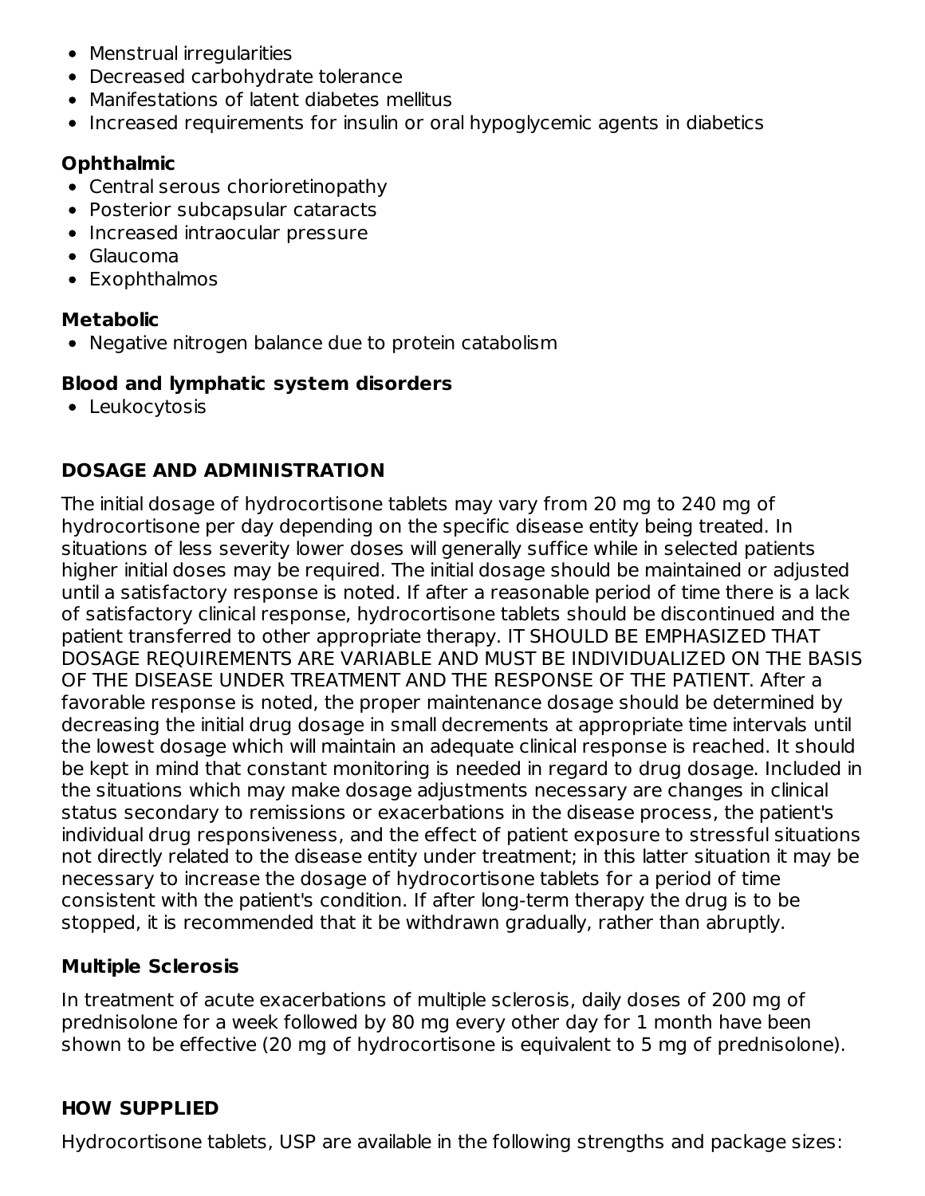- Menstrual irregularities
- Decreased carbohydrate tolerance
- Manifestations of latent diabetes mellitus
- Increased requirements for insulin or oral hypoglycemic agents in diabetics

**Ophthalmic**

- Central serous chorioretinopathy
- Posterior subcapsular cataracts
- Increased intraocular pressure
- Glaucoma
- Exophthalmos

**Metabolic**

- Negative nitrogen balance due to protein catabolism

**Blood and lymphatic system disorders**

- Leukocytosis

## DOSAGE AND ADMINISTRATION

The initial dosage of hydrocortisone tablets may vary from 20 mg to 240 mg of hydrocortisone per day depending on the specific disease entity being treated. In situations of less severity lower doses will generally suffice while in selected patients higher initial doses may be required. The initial dosage should be maintained or adjusted until a satisfactory response is noted. If after a reasonable period of time there is a lack of satisfactory clinical response, hydrocortisone tablets should be discontinued and the patient transferred to other appropriate therapy. IT SHOULD BE EMPHASIZED THAT DOSAGE REQUIREMENTS ARE VARIABLE AND MUST BE INDIVIDUALIZED ON THE BASIS OF THE DISEASE UNDER TREATMENT AND THE RESPONSE OF THE PATIENT. After a favorable response is noted, the proper maintenance dosage should be determined by decreasing the initial drug dosage in small decrements at appropriate time intervals until the lowest dosage which will maintain an adequate clinical response is reached. It should be kept in mind that constant monitoring is needed in regard to drug dosage. Included in the situations which may make dosage adjustments necessary are changes in clinical status secondary to remissions or exacerbations in the disease process, the patient's individual drug responsiveness, and the effect of patient exposure to stressful situations not directly related to the disease entity under treatment; in this latter situation it may be necessary to increase the dosage of hydrocortisone tablets for a period of time consistent with the patient's condition. If after long-term therapy the drug is to be stopped, it is recommended that it be withdrawn gradually, rather than abruptly.

### Multiple Sclerosis

In treatment of acute exacerbations of multiple sclerosis, daily doses of 200 mg of prednisolone for a week followed by 80 mg every other day for 1 month have been shown to be effective (20 mg of hydrocortisone is equivalent to 5 mg of prednisolone).

## HOW SUPPLIED

Hydrocortisone tablets, USP are available in the following strengths and package sizes: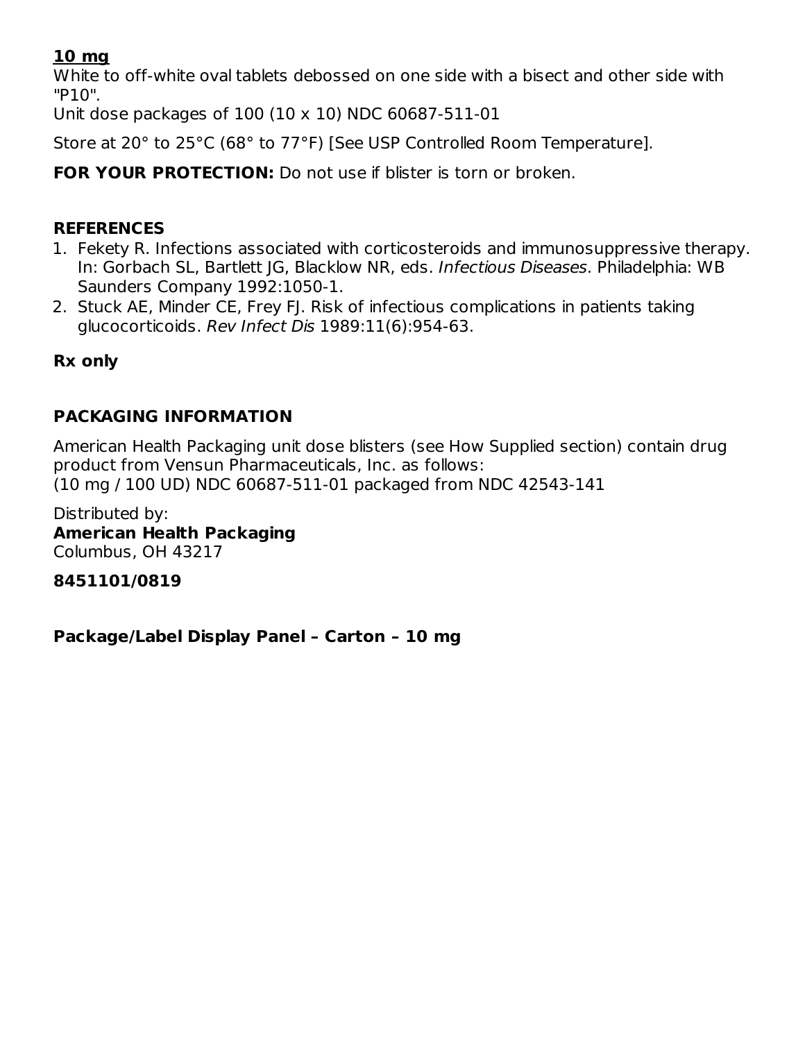**10 mg**

White to off-white oval tablets debossed on one side with a bisect and other side with "P10".

Unit dose packages of 100 (10 x 10) NDC 60687-511-01

Store at 20° to 25°C (68° to 77°F) [See USP Controlled Room Temperature].

**FOR YOUR PROTECTION:** Do not use if blister is torn or broken.

## REFERENCES

1. Fekety R. Infections associated with corticosteroids and immunosuppressive therapy. In: Gorbach SL, Bartlett JG, Blacklow NR, eds. *Infectious Diseases*. Philadelphia: WB Saunders Company 1992:1050-1.
2. Stuck AE, Minder CE, Frey FJ. Risk of infectious complications in patients taking glucocorticoids. *Rev Infect Dis* 1989:11(6):954-63.

**Rx only**

## PACKAGING INFORMATION

American Health Packaging unit dose blisters (see How Supplied section) contain drug product from Vensun Pharmaceuticals, Inc. as follows:
(10 mg / 100 UD) NDC 60687-511-01 packaged from NDC 42543-141

Distributed by:
**American Health Packaging**
Columbus, OH 43217

**8451101/0819**

## Package/Label Display Panel – Carton – 10 mg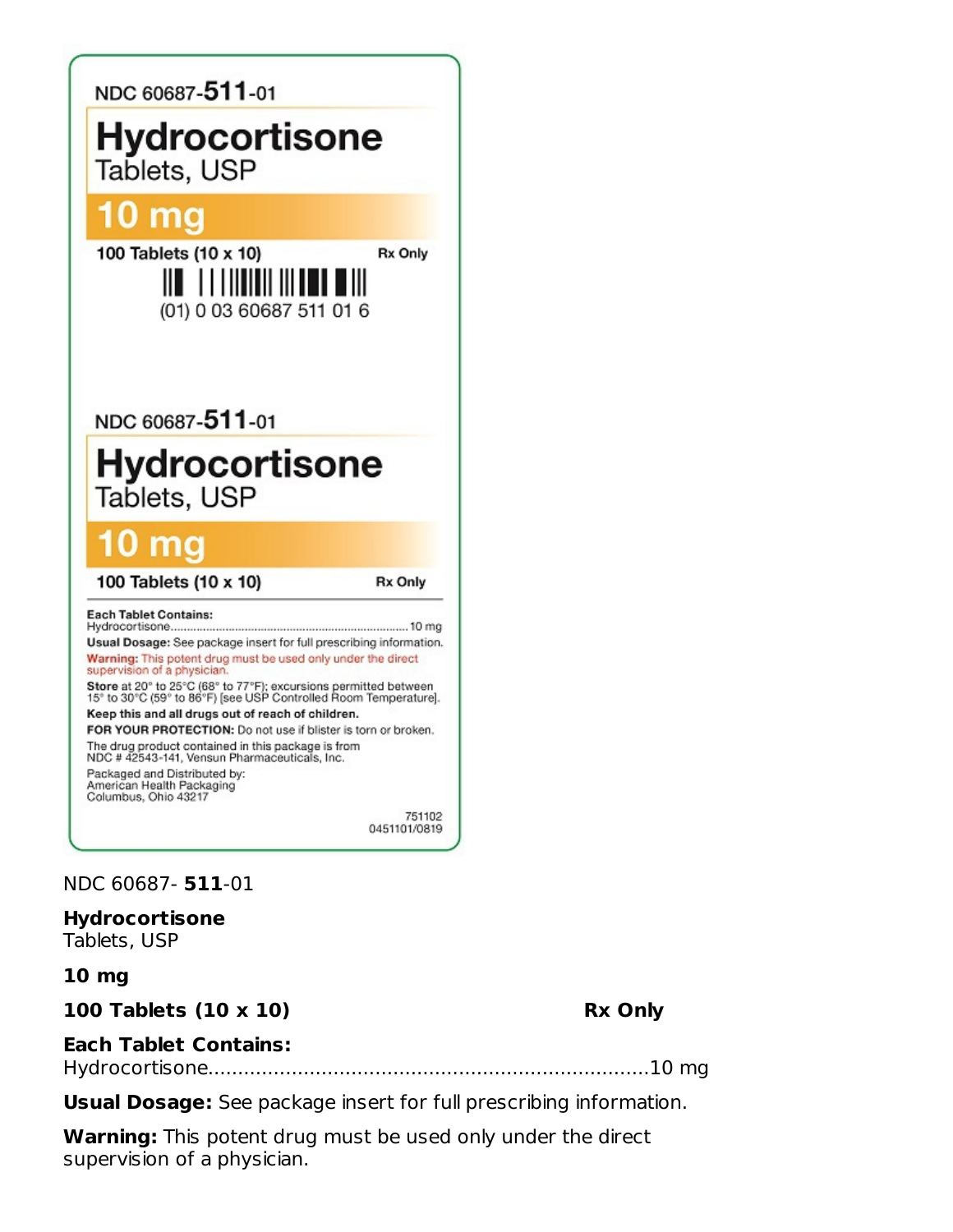NDC 60687-**511**-01

# Hydrocortisone

Tablets, USP

**10 mg**

100 Tablets (10 x 10) Rx Only

(01) 0 03 60687 511 01 6

NDC 60687-**511**-01

# Hydrocortisone

Tablets, USP

**10 mg**

100 Tablets (10 x 10) Rx Only

**Each Tablet Contains:**
Hydrocortisone........................................................................10 mg

**Usual Dosage:** See package insert for full prescribing information.

**Warning:** This potent drug must be used only under the direct supervision of a physician.

**Store** at 20° to 25°C (68° to 77°F); excursions permitted between 15° to 30°C (59° to 86°F) [see USP Controlled Room Temperature].

**Keep this and all drugs out of reach of children.**

**FOR YOUR PROTECTION:** Do not use if blister is torn or broken.

The drug product contained in this package is from NDC # 42543-141, Vensun Pharmaceuticals, Inc.

Packaged and Distributed by:
American Health Packaging
Columbus, Ohio 43217

751102
0451101/0819

NDC 60687- **511**-01

**Hydrocortisone**
Tablets, USP

**10 mg**

**100 Tablets (10 x 10)** **Rx Only**

**Each Tablet Contains:**
Hydrocortisone........................................................................10 mg

**Usual Dosage:** See package insert for full prescribing information.

**Warning:** This potent drug must be used only under the direct supervision of a physician.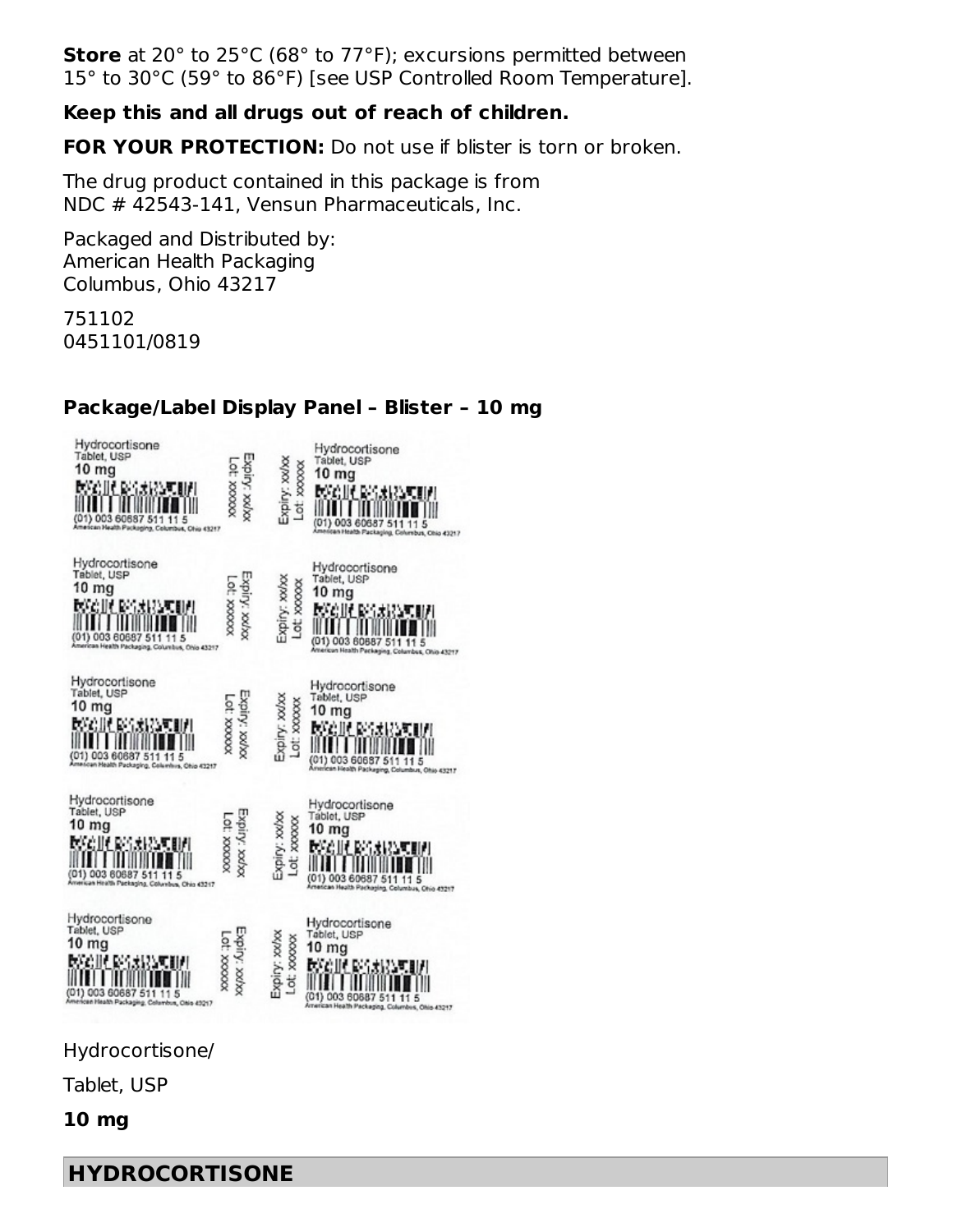**Store** at 20° to 25°C (68° to 77°F); excursions permitted between 15° to 30°C (59° to 86°F) [see USP Controlled Room Temperature].

**Keep this and all drugs out of reach of children.**

**FOR YOUR PROTECTION:** Do not use if blister is torn or broken.

The drug product contained in this package is from NDC # 42543-141, Vensun Pharmaceuticals, Inc.

Packaged and Distributed by:
American Health Packaging
Columbus, Ohio 43217

751102
0451101/0819

### Package/Label Display Panel – Blister – 10 mg

Hydrocortisone
Tablet, USP
10 mg
(01) 003 60687 511 11 5
American Health Packaging, Columbus, Ohio 43217
Expiry: xx/xx
Lot: xxxxxx

Hydrocortisone/

Tablet, USP

**10 mg**

## HYDROCORTISONE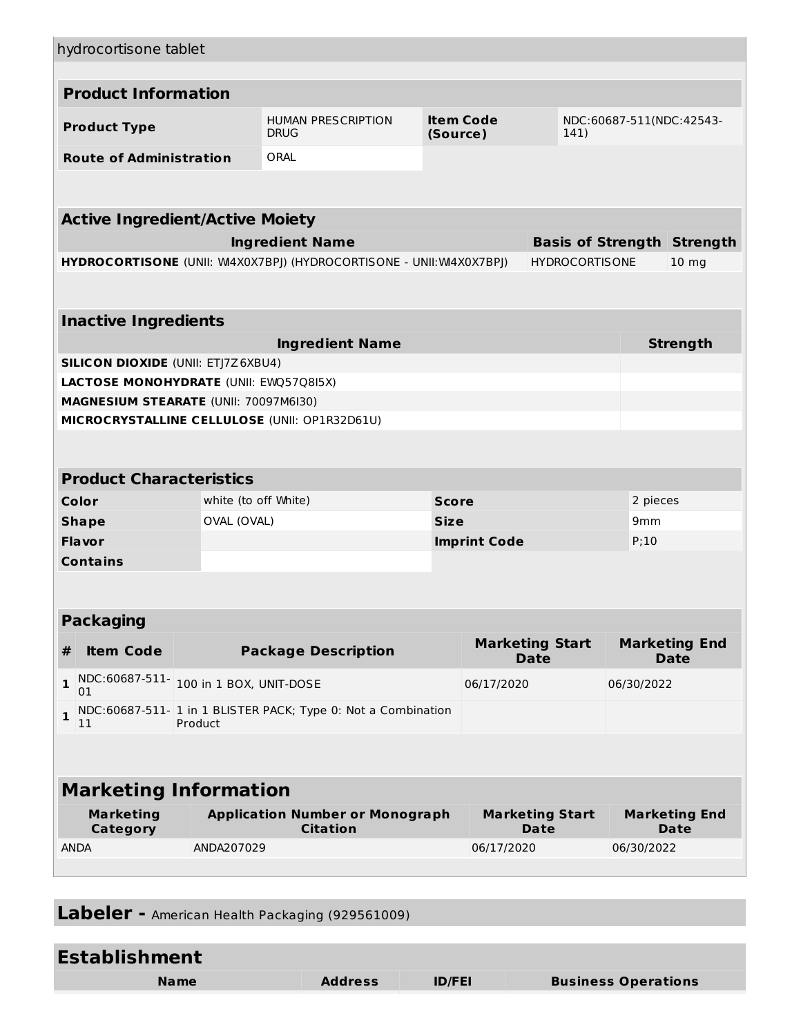hydrocortisone tablet

## Product Information

| | | | |
|---|---|---|---|
| **Product Type** | HUMAN PRESCRIPTION DRUG | **Item Code (Source)** | NDC:60687-511(NDC:42543-141) |
| **Route of Administration** | ORAL | | |

## Active Ingredient/Active Moiety

| Ingredient Name | Basis of Strength | Strength |
|---|---|---|
| **HYDROCORTISONE** (UNII: WI4X0X7BPJ) (HYDROCORTISONE - UNII:WI4X0X7BPJ) | HYDROCORTISONE | 10 mg |

## Inactive Ingredients

| Ingredient Name | Strength |
|---|---|
| **SILICON DIOXIDE** (UNII: ETJ7Z6XBU4) | |
| **LACTOSE MONOHYDRATE** (UNII: EWQ57Q8I5X) | |
| **MAGNESIUM STEARATE** (UNII: 70097M6I30) | |
| **MICROCRYSTALLINE CELLULOSE** (UNII: OP1R32D61U) | |

## Product Characteristics

| | | | |
|---|---|---|---|
| **Color** | white (to off White) | **Score** | 2 pieces |
| **Shape** | OVAL (OVAL) | **Size** | 9mm |
| **Flavor** | | **Imprint Code** | P;10 |
| **Contains** | | | |

## Packaging

| # | Item Code | Package Description | Marketing Start Date | Marketing End Date |
|---|---|---|---|---|
| 1 | NDC:60687-511-01 | 100 in 1 BOX, UNIT-DOSE | 06/17/2020 | 06/30/2022 |
| 1 | NDC:60687-511-11 | 1 in 1 BLISTER PACK; Type 0: Not a Combination Product | | |

## Marketing Information

| Marketing Category | Application Number or Monograph Citation | Marketing Start Date | Marketing End Date |
|---|---|---|---|
| ANDA | ANDA207029 | 06/17/2020 | 06/30/2022 |

**Labeler -** American Health Packaging (929561009)

## Establishment

| Name | Address | ID/FEI | Business Operations |
|---|---|---|---|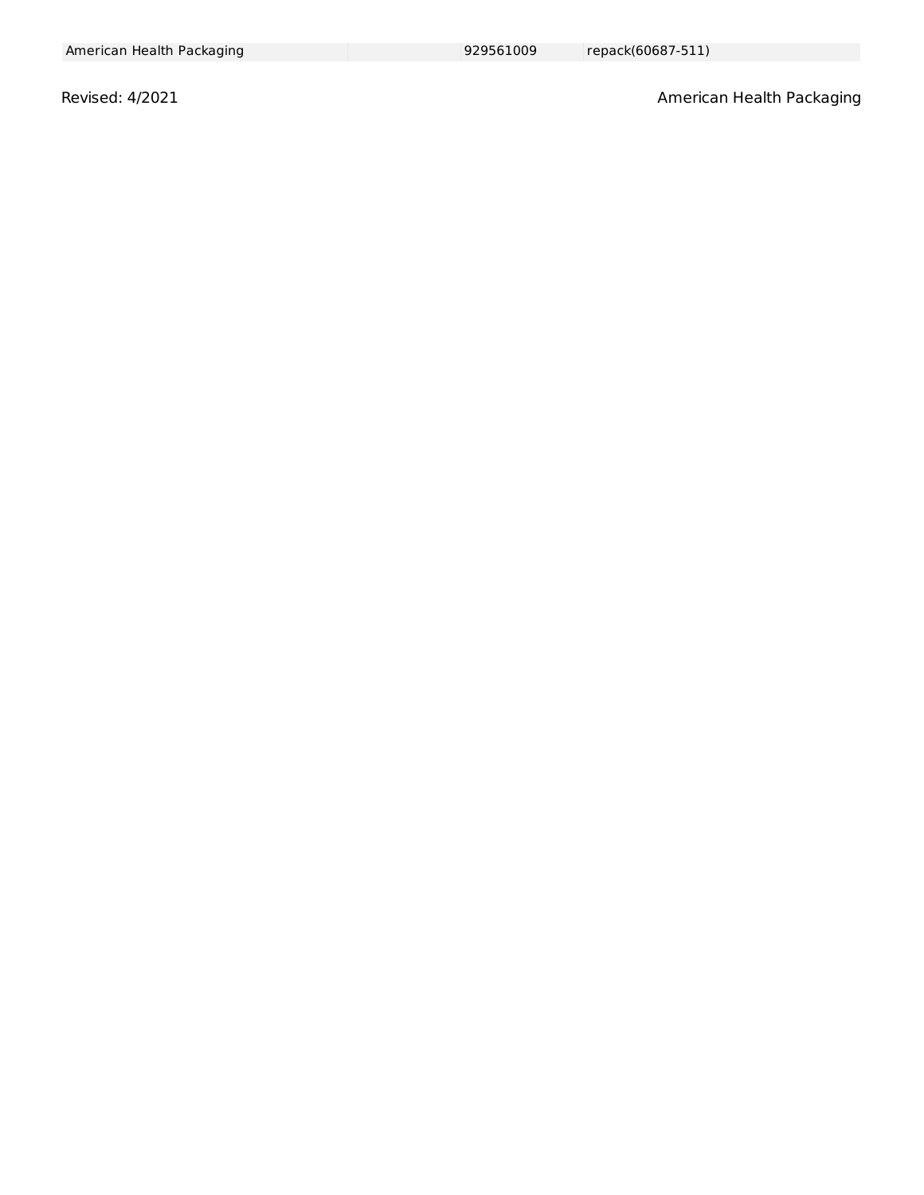| | | | |
|---|---|---|---|
| American Health Packaging | | 929561009 | repack(60687-511) |

Revised: 4/2021

American Health Packaging